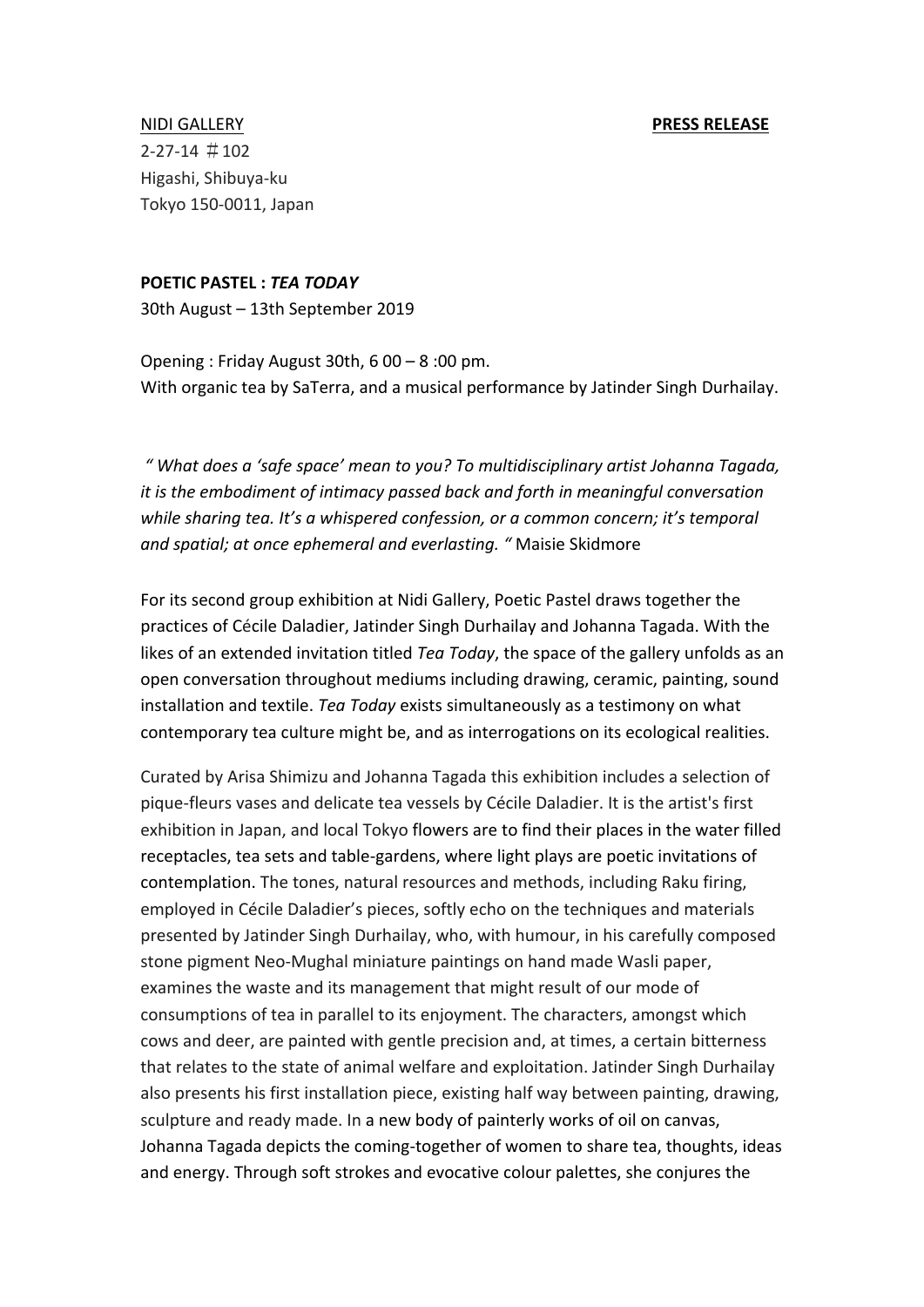NIDI GALLERY **PRESS RELEASE**

2-27-14 ＃102
Higashi, Shibuya-ku
Tokyo 150-0011, Japan

**POETIC PASTEL :** ***TEA TODAY***

30th August – 13th September 2019

Opening : Friday August 30th, 6 00 – 8 :00 pm.
With organic tea by SaTerra, and a musical performance by Jatinder Singh Durhailay.

*" What does a 'safe space' mean to you? To multidisciplinary artist Johanna Tagada, it is the embodiment of intimacy passed back and forth in meaningful conversation while sharing tea. It's a whispered confession, or a common concern; it's temporal and spatial; at once ephemeral and everlasting. "* Maisie Skidmore

For its second group exhibition at Nidi Gallery, Poetic Pastel draws together the practices of Cécile Daladier, Jatinder Singh Durhailay and Johanna Tagada. With the likes of an extended invitation titled *Tea Today*, the space of the gallery unfolds as an open conversation throughout mediums including drawing, ceramic, painting, sound installation and textile. *Tea Today* exists simultaneously as a testimony on what contemporary tea culture might be, and as interrogations on its ecological realities.

Curated by Arisa Shimizu and Johanna Tagada this exhibition includes a selection of pique-fleurs vases and delicate tea vessels by Cécile Daladier. It is the artist's first exhibition in Japan, and local Tokyo flowers are to find their places in the water filled receptacles, tea sets and table-gardens, where light plays are poetic invitations of contemplation. The tones, natural resources and methods, including Raku firing, employed in Cécile Daladier's pieces, softly echo on the techniques and materials presented by Jatinder Singh Durhailay, who, with humour, in his carefully composed stone pigment Neo-Mughal miniature paintings on hand made Wasli paper, examines the waste and its management that might result of our mode of consumptions of tea in parallel to its enjoyment. The characters, amongst which cows and deer, are painted with gentle precision and, at times, a certain bitterness that relates to the state of animal welfare and exploitation. Jatinder Singh Durhailay also presents his first installation piece, existing half way between painting, drawing, sculpture and ready made. In a new body of painterly works of oil on canvas, Johanna Tagada depicts the coming-together of women to share tea, thoughts, ideas and energy. Through soft strokes and evocative colour palettes, she conjures the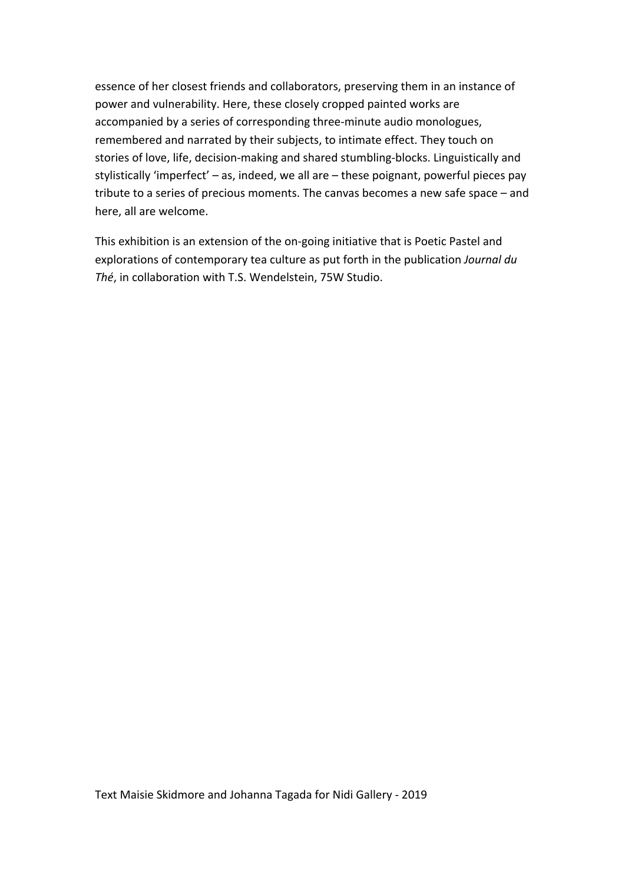essence of her closest friends and collaborators, preserving them in an instance of power and vulnerability. Here, these closely cropped painted works are accompanied by a series of corresponding three-minute audio monologues, remembered and narrated by their subjects, to intimate effect. They touch on stories of love, life, decision-making and shared stumbling-blocks. Linguistically and stylistically 'imperfect' – as, indeed, we all are – these poignant, powerful pieces pay tribute to a series of precious moments. The canvas becomes a new safe space – and here, all are welcome.

This exhibition is an extension of the on-going initiative that is Poetic Pastel and explorations of contemporary tea culture as put forth in the publication *Journal du Thé*, in collaboration with T.S. Wendelstein, 75W Studio.

Text Maisie Skidmore and Johanna Tagada for Nidi Gallery - 2019